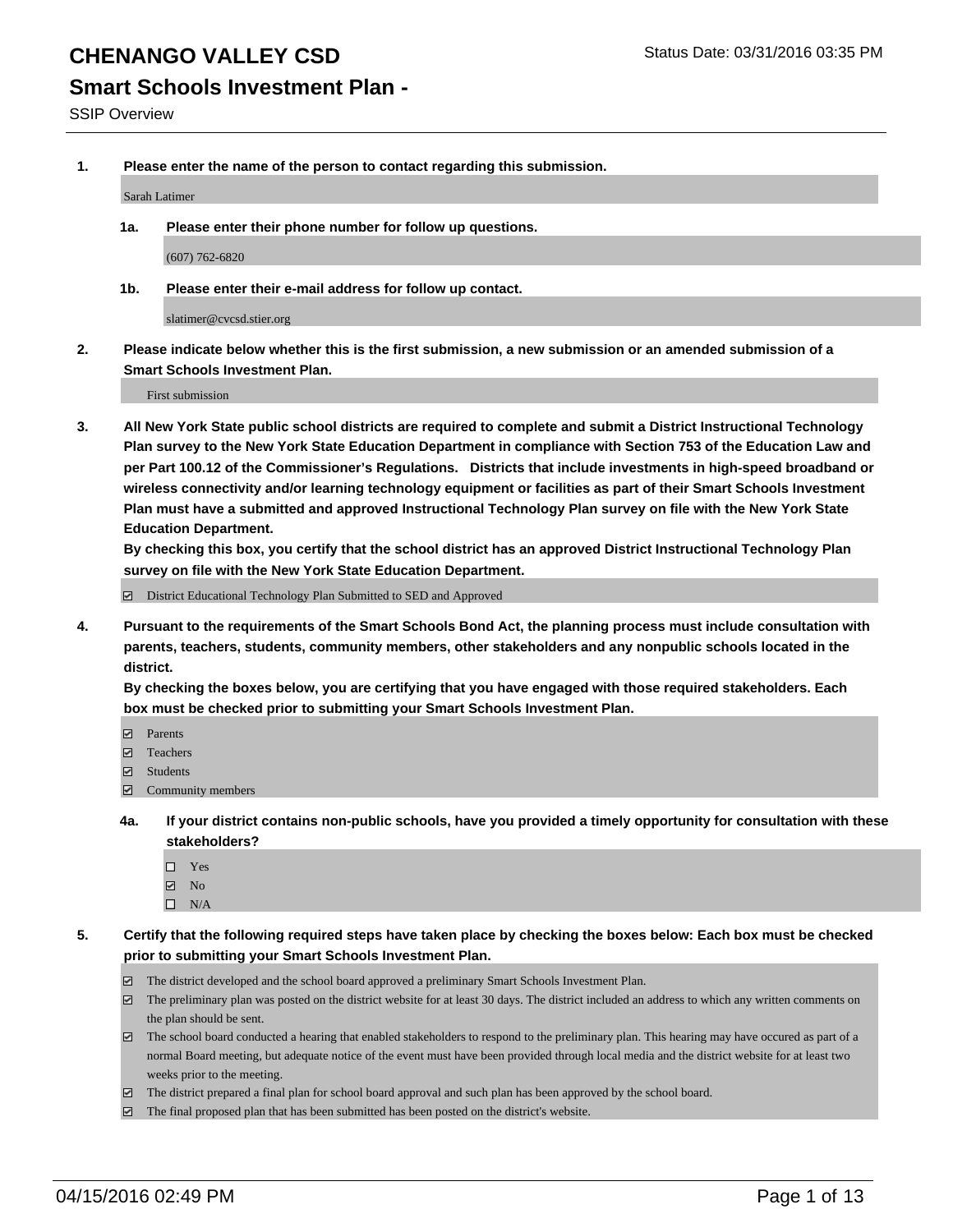# CHENANGO VALLEY CSD

Status Date: 03/31/2016 03:35 PM

## Smart Schools Investment Plan -

SSIP Overview

1. **Please enter the name of the person to contact regarding this submission.**

   Sarah Latimer

   1a. **Please enter their phone number for follow up questions.**

   (607) 762-6820

   1b. **Please enter their e-mail address for follow up contact.**

   slatimer@cvcsd.stier.org

2. **Please indicate below whether this is the first submission, a new submission or an amended submission of a Smart Schools Investment Plan.**

   First submission

3. **All New York State public school districts are required to complete and submit a District Instructional Technology Plan survey to the New York State Education Department in compliance with Section 753 of the Education Law and per Part 100.12 of the Commissioner's Regulations. Districts that include investments in high-speed broadband or wireless connectivity and/or learning technology equipment or facilities as part of their Smart Schools Investment Plan must have a submitted and approved Instructional Technology Plan survey on file with the New York State Education Department.**
   **By checking this box, you certify that the school district has an approved District Instructional Technology Plan survey on file with the New York State Education Department.**

   ☑ District Educational Technology Plan Submitted to SED and Approved

4. **Pursuant to the requirements of the Smart Schools Bond Act, the planning process must include consultation with parents, teachers, students, community members, other stakeholders and any nonpublic schools located in the district.**
   **By checking the boxes below, you are certifying that you have engaged with those required stakeholders. Each box must be checked prior to submitting your Smart Schools Investment Plan.**

   ☑ Parents
   ☑ Teachers
   ☑ Students
   ☑ Community members

   4a. **If your district contains non-public schools, have you provided a timely opportunity for consultation with these stakeholders?**

   ☐ Yes
   ☑ No
   ☐ N/A

5. **Certify that the following required steps have taken place by checking the boxes below: Each box must be checked prior to submitting your Smart Schools Investment Plan.**

   ☑ The district developed and the school board approved a preliminary Smart Schools Investment Plan.
   ☑ The preliminary plan was posted on the district website for at least 30 days. The district included an address to which any written comments on the plan should be sent.
   ☑ The school board conducted a hearing that enabled stakeholders to respond to the preliminary plan. This hearing may have occured as part of a normal Board meeting, but adequate notice of the event must have been provided through local media and the district website for at least two weeks prior to the meeting.
   ☑ The district prepared a final plan for school board approval and such plan has been approved by the school board.
   ☑ The final proposed plan that has been submitted has been posted on the district's website.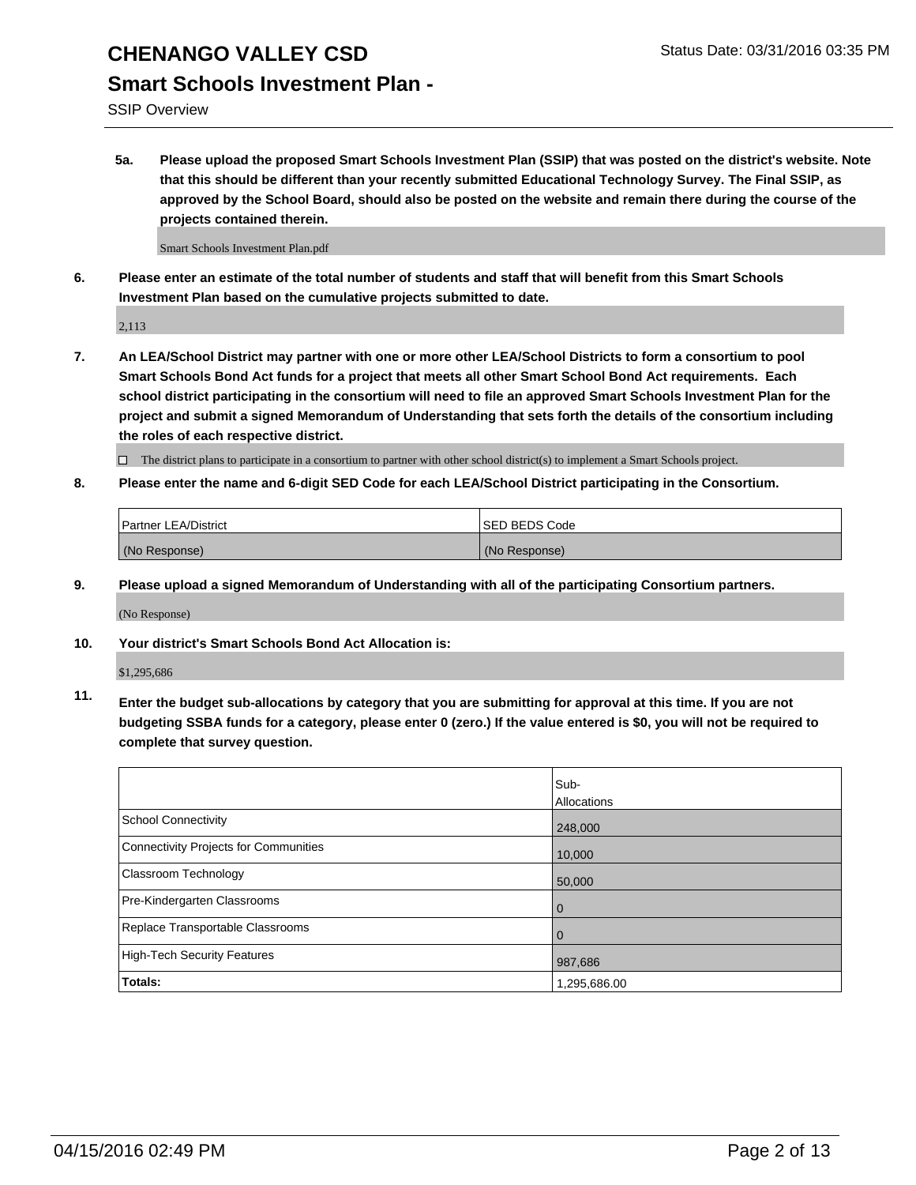**5a. Please upload the proposed Smart Schools Investment Plan (SSIP) that was posted on the district's website. Note that this should be different than your recently submitted Educational Technology Survey. The Final SSIP, as approved by the School Board, should also be posted on the website and remain there during the course of the projects contained therein.**

Smart Schools Investment Plan.pdf

**6. Please enter an estimate of the total number of students and staff that will benefit from this Smart Schools Investment Plan based on the cumulative projects submitted to date.**

2,113

**7. An LEA/School District may partner with one or more other LEA/School Districts to form a consortium to pool Smart Schools Bond Act funds for a project that meets all other Smart School Bond Act requirements. Each school district participating in the consortium will need to file an approved Smart Schools Investment Plan for the project and submit a signed Memorandum of Understanding that sets forth the details of the consortium including the roles of each respective district.**

☐ The district plans to participate in a consortium to partner with other school district(s) to implement a Smart Schools project.

**8. Please enter the name and 6-digit SED Code for each LEA/School District participating in the Consortium.**

| Partner LEA/District | SED BEDS Code |
|---|---|
| (No Response) | (No Response) |

**9. Please upload a signed Memorandum of Understanding with all of the participating Consortium partners.**

(No Response)

**10. Your district's Smart Schools Bond Act Allocation is:**

$1,295,686

**11. Enter the budget sub-allocations by category that you are submitting for approval at this time. If you are not budgeting SSBA funds for a category, please enter 0 (zero.) If the value entered is $0, you will not be required to complete that survey question.**

| | Sub-Allocations |
|---|---|
| School Connectivity | 248,000 |
| Connectivity Projects for Communities | 10,000 |
| Classroom Technology | 50,000 |
| Pre-Kindergarten Classrooms | 0 |
| Replace Transportable Classrooms | 0 |
| High-Tech Security Features | 987,686 |
| **Totals:** | 1,295,686.00 |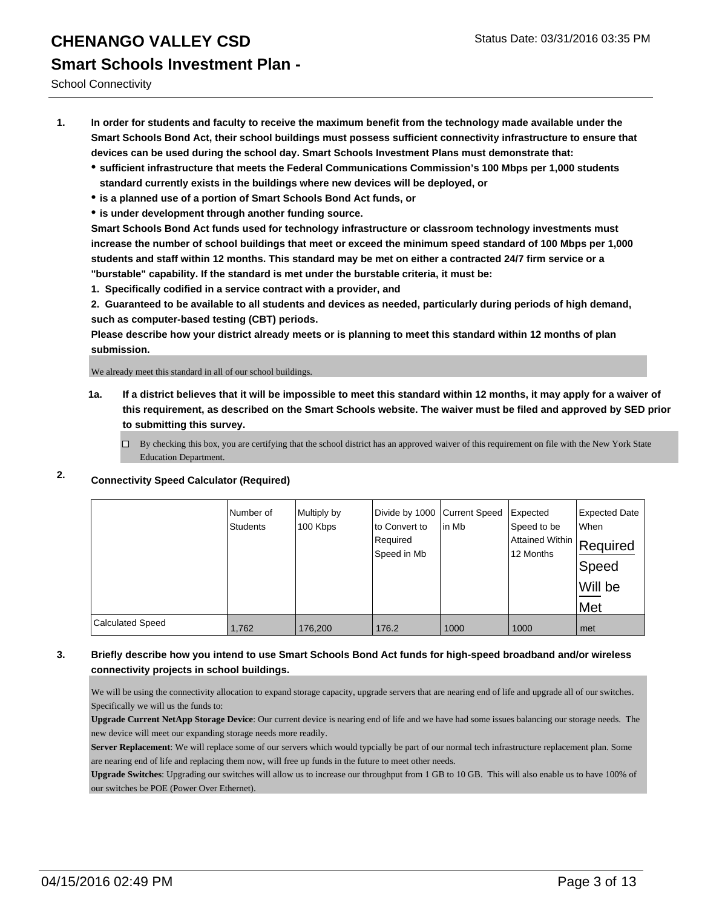# CHENANGO VALLEY CSD

## Smart Schools Investment Plan -

School Connectivity

1. **In order for students and faculty to receive the maximum benefit from the technology made available under the Smart Schools Bond Act, their school buildings must possess sufficient connectivity infrastructure to ensure that devices can be used during the school day. Smart Schools Investment Plans must demonstrate that:**
   - **sufficient infrastructure that meets the Federal Communications Commission's 100 Mbps per 1,000 students standard currently exists in the buildings where new devices will be deployed, or**
   - **is a planned use of a portion of Smart Schools Bond Act funds, or**
   - **is under development through another funding source.**

   **Smart Schools Bond Act funds used for technology infrastructure or classroom technology investments must increase the number of school buildings that meet or exceed the minimum speed standard of 100 Mbps per 1,000 students and staff within 12 months. This standard may be met on either a contracted 24/7 firm service or a "burstable" capability. If the standard is met under the burstable criteria, it must be:**

   **1. Specifically codified in a service contract with a provider, and**

   **2. Guaranteed to be available to all students and devices as needed, particularly during periods of high demand, such as computer-based testing (CBT) periods.**

   **Please describe how your district already meets or is planning to meet this standard within 12 months of plan submission.**

   We already meet this standard in all of our school buildings.

   **1a. If a district believes that it will be impossible to meet this standard within 12 months, it may apply for a waiver of this requirement, as described on the Smart Schools website. The waiver must be filed and approved by SED prior to submitting this survey.**

   ☐ By checking this box, you are certifying that the school district has an approved waiver of this requirement on file with the New York State Education Department.

2. **Connectivity Speed Calculator (Required)**

| | Number of Students | Multiply by 100 Kbps | Divide by 1000 to Convert to Required Speed in Mb | Current Speed in Mb | Expected Speed to be Attained Within 12 Months | Expected Date When Required Speed Will be Met |
|---|---|---|---|---|---|---|
| Calculated Speed | 1,762 | 176,200 | 176.2 | 1000 | 1000 | met |

3. **Briefly describe how you intend to use Smart Schools Bond Act funds for high-speed broadband and/or wireless connectivity projects in school buildings.**

   We will be using the connectivity allocation to expand storage capacity, upgrade servers that are nearing end of life and upgrade all of our switches. Specifically we will us the funds to:

   **Upgrade Current NetApp Storage Device**: Our current device is nearing end of life and we have had some issues balancing our storage needs. The new device will meet our expanding storage needs more readily.

   **Server Replacement**: We will replace some of our servers which would typcially be part of our normal tech infrastructure replacement plan. Some are nearing end of life and replacing them now, will free up funds in the future to meet other needs.

   **Upgrade Switches**: Upgrading our switches will allow us to increase our throughput from 1 GB to 10 GB. This will also enable us to have 100% of our switches be POE (Power Over Ethernet).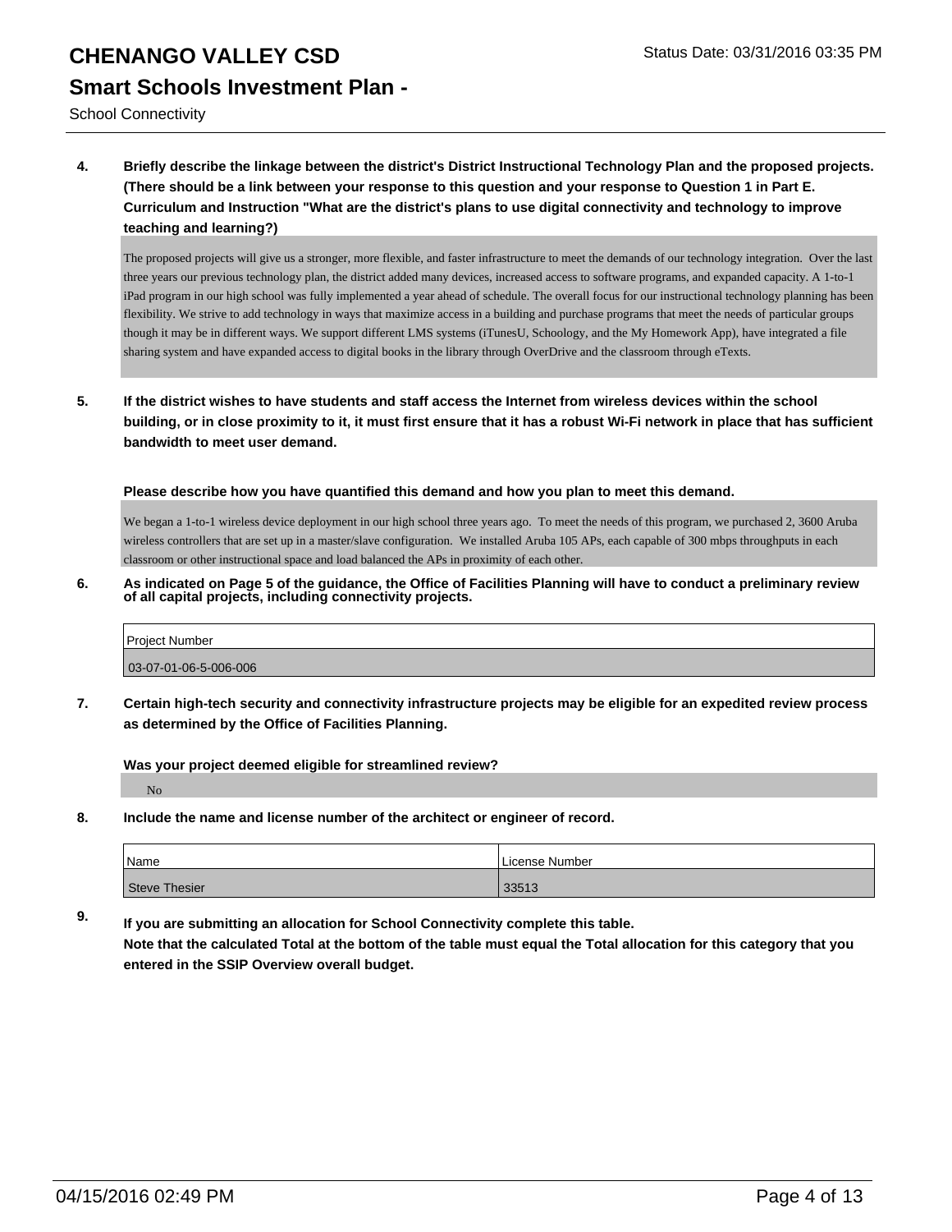# CHENANGO VALLEY CSD

## Smart Schools Investment Plan -

School Connectivity

Status Date: 03/31/2016 03:35 PM

**4. Briefly describe the linkage between the district's District Instructional Technology Plan and the proposed projects. (There should be a link between your response to this question and your response to Question 1 in Part E. Curriculum and Instruction "What are the district's plans to use digital connectivity and technology to improve teaching and learning?)**

The proposed projects will give us a stronger, more flexible, and faster infrastructure to meet the demands of our technology integration. Over the last three years our previous technology plan, the district added many devices, increased access to software programs, and expanded capacity. A 1-to-1 iPad program in our high school was fully implemented a year ahead of schedule. The overall focus for our instructional technology planning has been flexibility. We strive to add technology in ways that maximize access in a building and purchase programs that meet the needs of particular groups though it may be in different ways. We support different LMS systems (iTunesU, Schoology, and the My Homework App), have integrated a file sharing system and have expanded access to digital books in the library through OverDrive and the classroom through eTexts.

**5. If the district wishes to have students and staff access the Internet from wireless devices within the school building, or in close proximity to it, it must first ensure that it has a robust Wi-Fi network in place that has sufficient bandwidth to meet user demand.**

**Please describe how you have quantified this demand and how you plan to meet this demand.**

We began a 1-to-1 wireless device deployment in our high school three years ago. To meet the needs of this program, we purchased 2, 3600 Aruba wireless controllers that are set up in a master/slave configuration. We installed Aruba 105 APs, each capable of 300 mbps throughputs in each classroom or other instructional space and load balanced the APs in proximity of each other.

**6. As indicated on Page 5 of the guidance, the Office of Facilities Planning will have to conduct a preliminary review of all capital projects, including connectivity projects.**

| Project Number |
| --- |
| 03-07-01-06-5-006-006 |

**7. Certain high-tech security and connectivity infrastructure projects may be eligible for an expedited review process as determined by the Office of Facilities Planning.**

**Was your project deemed eligible for streamlined review?**

No

**8. Include the name and license number of the architect or engineer of record.**

| Name | License Number |
| --- | --- |
| Steve Thesier | 33513 |

**9. If you are submitting an allocation for School Connectivity complete this table. Note that the calculated Total at the bottom of the table must equal the Total allocation for this category that you entered in the SSIP Overview overall budget.**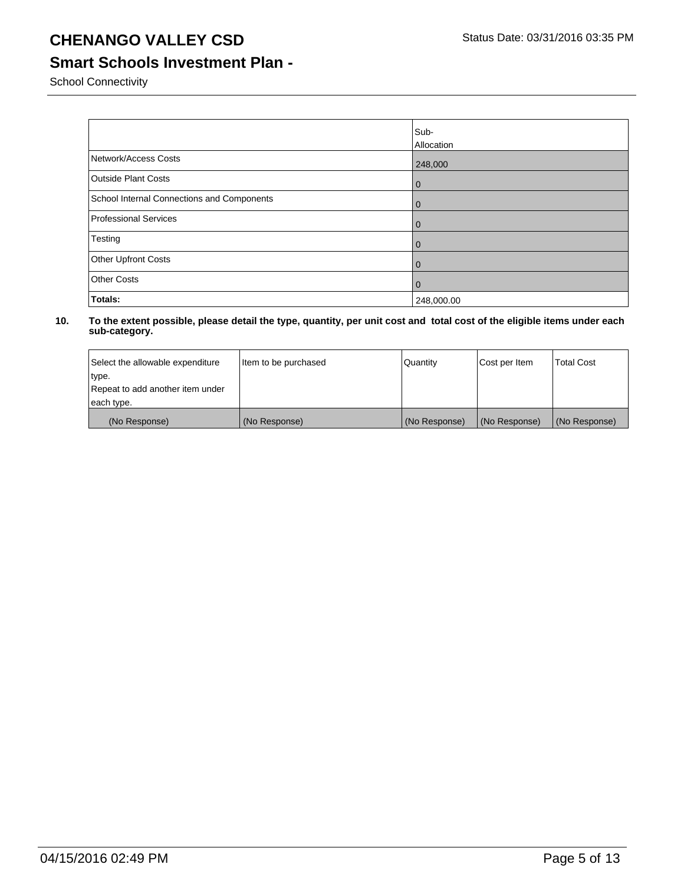# CHENANGO VALLEY CSD

## Smart Schools Investment Plan -

School Connectivity

| | Sub-Allocation |
|---|---|
| Network/Access Costs | 248,000 |
| Outside Plant Costs | 0 |
| School Internal Connections and Components | 0 |
| Professional Services | 0 |
| Testing | 0 |
| Other Upfront Costs | 0 |
| Other Costs | 0 |
| **Totals:** | 248,000.00 |

**10. To the extent possible, please detail the type, quantity, per unit cost and total cost of the eligible items under each sub-category.**

| Select the allowable expenditure type. Repeat to add another item under each type. | Item to be purchased | Quantity | Cost per Item | Total Cost |
|---|---|---|---|---|
| (No Response) | (No Response) | (No Response) | (No Response) | (No Response) |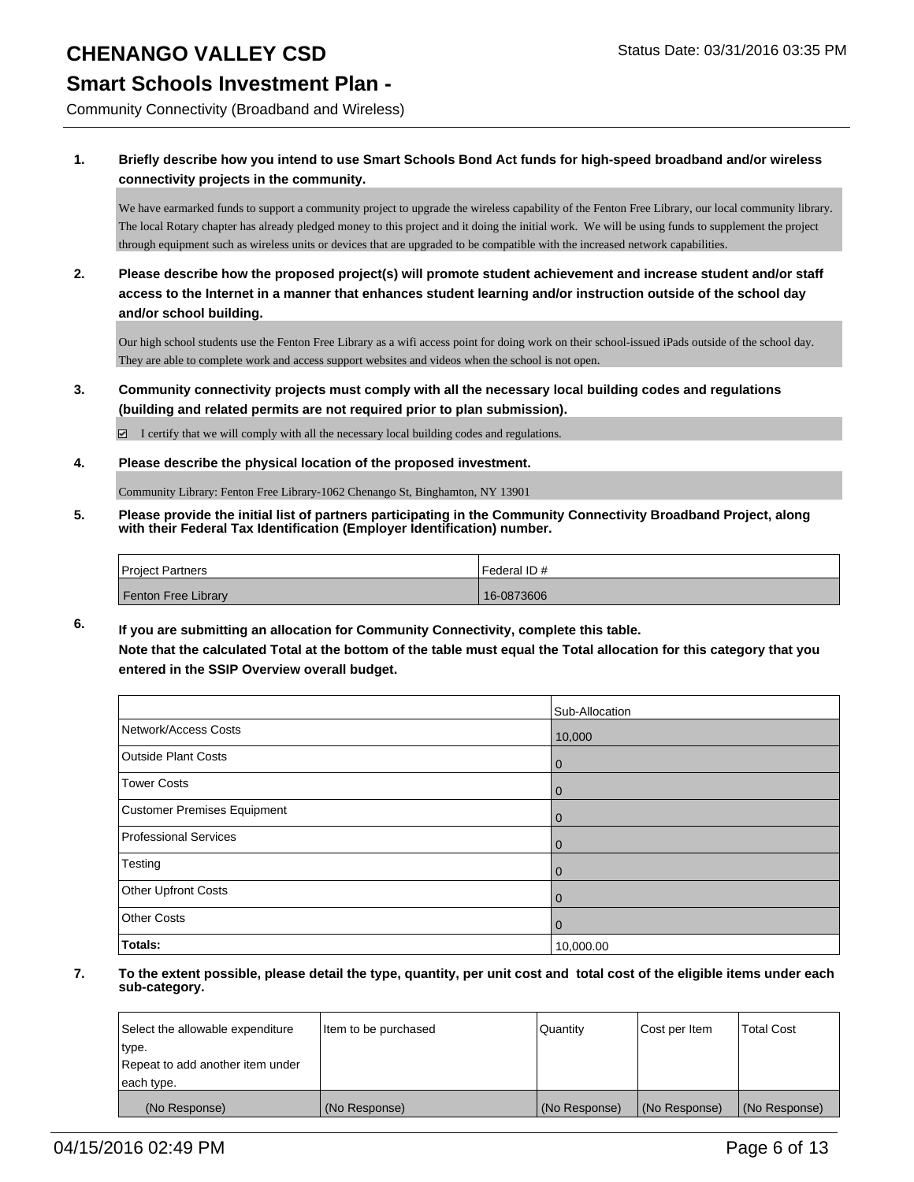# CHENANGO VALLEY CSD

Status Date: 03/31/2016 03:35 PM

## Smart Schools Investment Plan -

Community Connectivity (Broadband and Wireless)

**1. Briefly describe how you intend to use Smart Schools Bond Act funds for high-speed broadband and/or wireless connectivity projects in the community.**

We have earmarked funds to support a community project to upgrade the wireless capability of the Fenton Free Library, our local community library. The local Rotary chapter has already pledged money to this project and it doing the initial work. We will be using funds to supplement the project through equipment such as wireless units or devices that are upgraded to be compatible with the increased network capabilities.

**2. Please describe how the proposed project(s) will promote student achievement and increase student and/or staff access to the Internet in a manner that enhances student learning and/or instruction outside of the school day and/or school building.**

Our high school students use the Fenton Free Library as a wifi access point for doing work on their school-issued iPads outside of the school day. They are able to complete work and access support websites and videos when the school is not open.

**3. Community connectivity projects must comply with all the necessary local building codes and regulations (building and related permits are not required prior to plan submission).**

☑ I certify that we will comply with all the necessary local building codes and regulations.

**4. Please describe the physical location of the proposed investment.**

Community Library: Fenton Free Library-1062 Chenango St, Binghamton, NY 13901

**5. Please provide the initial list of partners participating in the Community Connectivity Broadband Project, along with their Federal Tax Identification (Employer Identification) number.**

| Project Partners | Federal ID # |
|---|---|
| Fenton Free Library | 16-0873606 |

**6. If you are submitting an allocation for Community Connectivity, complete this table. Note that the calculated Total at the bottom of the table must equal the Total allocation for this category that you entered in the SSIP Overview overall budget.**

| | Sub-Allocation |
|---|---|
| Network/Access Costs | 10,000 |
| Outside Plant Costs | 0 |
| Tower Costs | 0 |
| Customer Premises Equipment | 0 |
| Professional Services | 0 |
| Testing | 0 |
| Other Upfront Costs | 0 |
| Other Costs | 0 |
| **Totals:** | 10,000.00 |

**7. To the extent possible, please detail the type, quantity, per unit cost and total cost of the eligible items under each sub-category.**

| Select the allowable expenditure type. Repeat to add another item under each type. | Item to be purchased | Quantity | Cost per Item | Total Cost |
|---|---|---|---|---|
| (No Response) | (No Response) | (No Response) | (No Response) | (No Response) |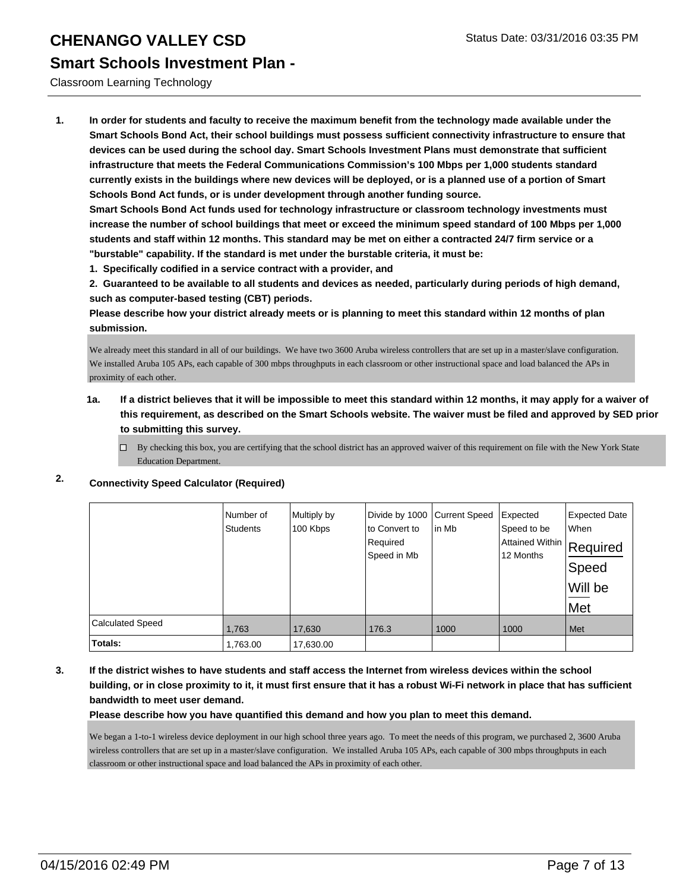# CHENANGO VALLEY CSD

## Smart Schools Investment Plan -

Classroom Learning Technology

1. **In order for students and faculty to receive the maximum benefit from the technology made available under the Smart Schools Bond Act, their school buildings must possess sufficient connectivity infrastructure to ensure that devices can be used during the school day. Smart Schools Investment Plans must demonstrate that sufficient infrastructure that meets the Federal Communications Commission's 100 Mbps per 1,000 students standard currently exists in the buildings where new devices will be deployed, or is a planned use of a portion of Smart Schools Bond Act funds, or is under development through another funding source.**

   **Smart Schools Bond Act funds used for technology infrastructure or classroom technology investments must increase the number of school buildings that meet or exceed the minimum speed standard of 100 Mbps per 1,000 students and staff within 12 months. This standard may be met on either a contracted 24/7 firm service or a "burstable" capability. If the standard is met under the burstable criteria, it must be:**

   **1. Specifically codified in a service contract with a provider, and**

   **2. Guaranteed to be available to all students and devices as needed, particularly during periods of high demand, such as computer-based testing (CBT) periods.**

   **Please describe how your district already meets or is planning to meet this standard within 12 months of plan submission.**

   We already meet this standard in all of our buildings. We have two 3600 Aruba wireless controllers that are set up in a master/slave configuration. We installed Aruba 105 APs, each capable of 300 mbps throughputs in each classroom or other instructional space and load balanced the APs in proximity of each other.

   1a. **If a district believes that it will be impossible to meet this standard within 12 months, it may apply for a waiver of this requirement, as described on the Smart Schools website. The waiver must be filed and approved by SED prior to submitting this survey.**

   ☐ By checking this box, you are certifying that the school district has an approved waiver of this requirement on file with the New York State Education Department.

2. **Connectivity Speed Calculator (Required)**

| | Number of Students | Multiply by 100 Kbps | Divide by 1000 to Convert to Required Speed in Mb | Current Speed in Mb | Expected Speed to be Attained Within 12 Months | Expected Date When Required Speed Will be Met |
|---|---|---|---|---|---|---|
| Calculated Speed | 1,763 | 17,630 | 176.3 | 1000 | 1000 | Met |
| **Totals:** | 1,763.00 | 17,630.00 | | | | |

3. **If the district wishes to have students and staff access the Internet from wireless devices within the school building, or in close proximity to it, it must first ensure that it has a robust Wi-Fi network in place that has sufficient bandwidth to meet user demand.**

   **Please describe how you have quantified this demand and how you plan to meet this demand.**

   We began a 1-to-1 wireless device deployment in our high school three years ago. To meet the needs of this program, we purchased 2, 3600 Aruba wireless controllers that are set up in a master/slave configuration. We installed Aruba 105 APs, each capable of 300 mbps throughputs in each classroom or other instructional space and load balanced the APs in proximity of each other.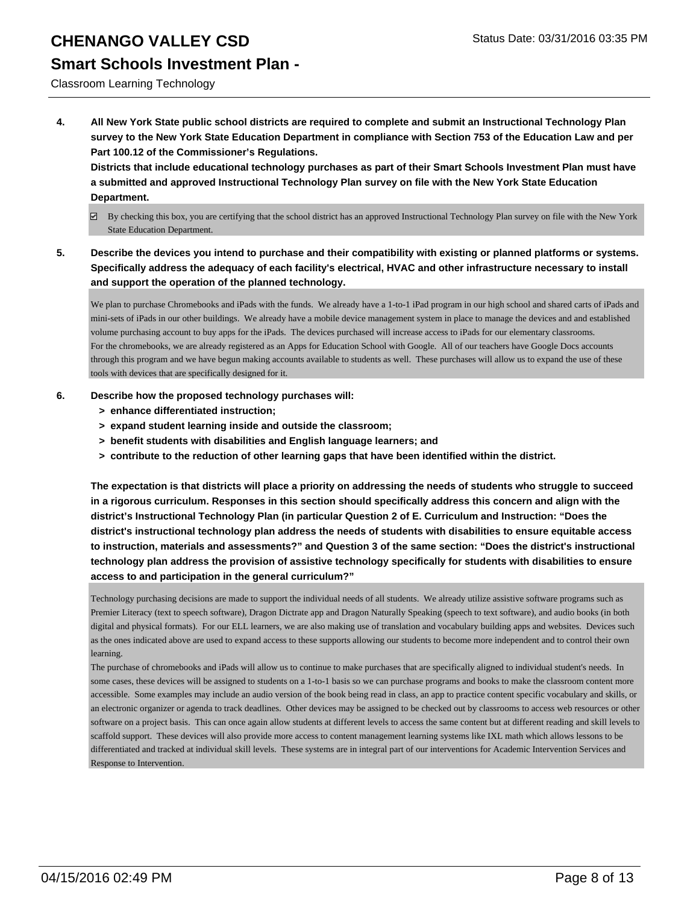**4. All New York State public school districts are required to complete and submit an Instructional Technology Plan survey to the New York State Education Department in compliance with Section 753 of the Education Law and per Part 100.12 of the Commissioner's Regulations.**

**Districts that include educational technology purchases as part of their Smart Schools Investment Plan must have a submitted and approved Instructional Technology Plan survey on file with the New York State Education Department.**

☑ By checking this box, you are certifying that the school district has an approved Instructional Technology Plan survey on file with the New York State Education Department.

**5. Describe the devices you intend to purchase and their compatibility with existing or planned platforms or systems. Specifically address the adequacy of each facility's electrical, HVAC and other infrastructure necessary to install and support the operation of the planned technology.**

We plan to purchase Chromebooks and iPads with the funds. We already have a 1-to-1 iPad program in our high school and shared carts of iPads and mini-sets of iPads in our other buildings. We already have a mobile device management system in place to manage the devices and and established volume purchasing account to buy apps for the iPads. The devices purchased will increase access to iPads for our elementary classrooms.
For the chromebooks, we are already registered as an Apps for Education School with Google. All of our teachers have Google Docs accounts through this program and we have begun making accounts available to students as well. These purchases will allow us to expand the use of these tools with devices that are specifically designed for it.

**6. Describe how the proposed technology purchases will:**

- **> enhance differentiated instruction;**
- **> expand student learning inside and outside the classroom;**
- **> benefit students with disabilities and English language learners; and**
- **> contribute to the reduction of other learning gaps that have been identified within the district.**

**The expectation is that districts will place a priority on addressing the needs of students who struggle to succeed in a rigorous curriculum. Responses in this section should specifically address this concern and align with the district's Instructional Technology Plan (in particular Question 2 of E. Curriculum and Instruction: "Does the district's instructional technology plan address the needs of students with disabilities to ensure equitable access to instruction, materials and assessments?" and Question 3 of the same section: "Does the district's instructional technology plan address the provision of assistive technology specifically for students with disabilities to ensure access to and participation in the general curriculum?"**

Technology purchasing decisions are made to support the individual needs of all students. We already utilize assistive software programs such as Premier Literacy (text to speech software), Dragon Dictrate app and Dragon Naturally Speaking (speech to text software), and audio books (in both digital and physical formats). For our ELL learners, we are also making use of translation and vocabulary building apps and websites. Devices such as the ones indicated above are used to expand access to these supports allowing our students to become more independent and to control their own learning.
The purchase of chromebooks and iPads will allow us to continue to make purchases that are specifically aligned to individual student's needs. In some cases, these devices will be assigned to students on a 1-to-1 basis so we can purchase programs and books to make the classroom content more accessible. Some examples may include an audio version of the book being read in class, an app to practice content specific vocabulary and skills, or an electronic organizer or agenda to track deadlines. Other devices may be assigned to be checked out by classrooms to access web resources or other software on a project basis. This can once again allow students at different levels to access the same content but at different reading and skill levels to scaffold support. These devices will also provide more access to content management learning systems like IXL math which allows lessons to be differentiated and tracked at individual skill levels. These systems are in integral part of our interventions for Academic Intervention Services and Response to Intervention.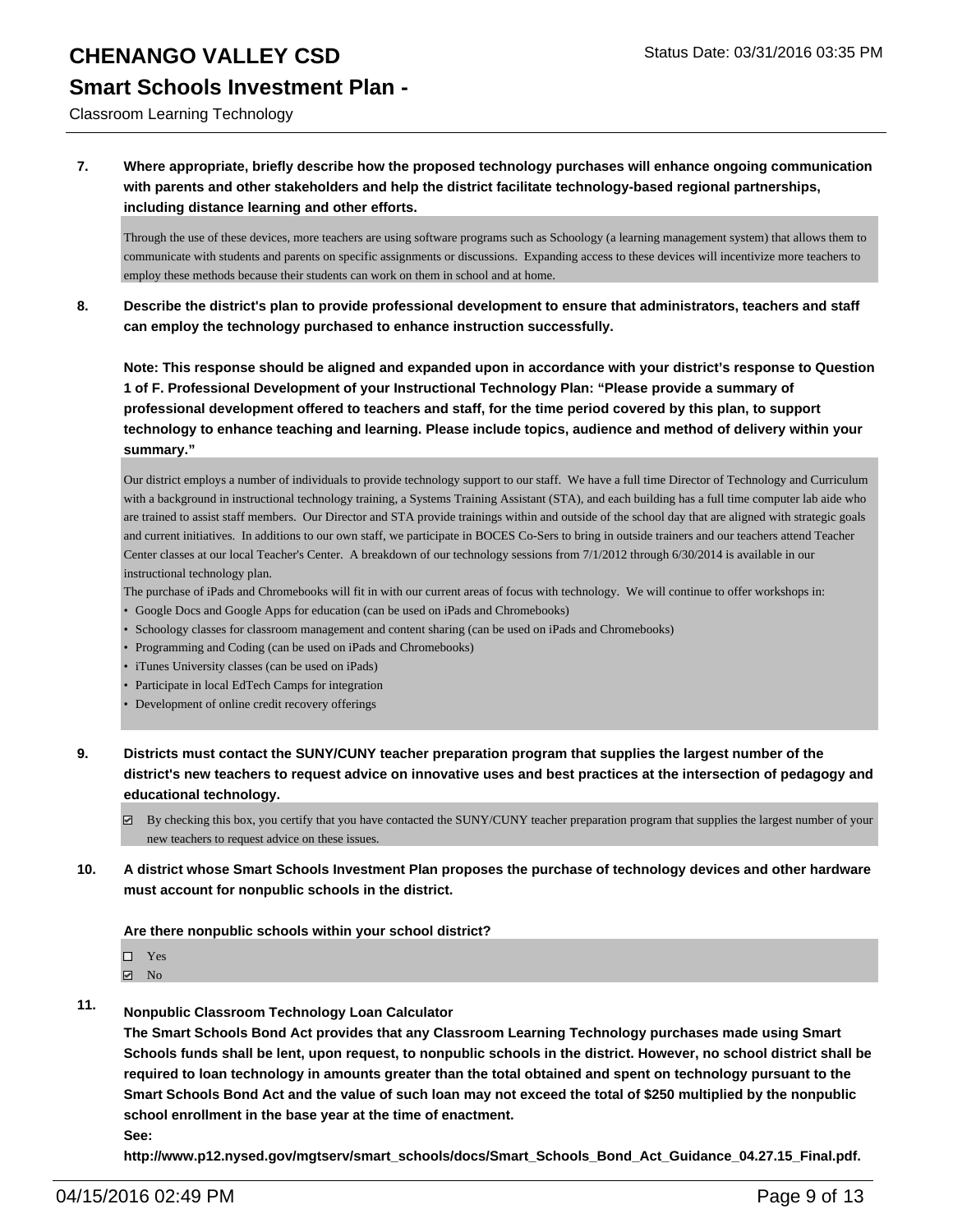**7. Where appropriate, briefly describe how the proposed technology purchases will enhance ongoing communication with parents and other stakeholders and help the district facilitate technology-based regional partnerships, including distance learning and other efforts.**

Through the use of these devices, more teachers are using software programs such as Schoology (a learning management system) that allows them to communicate with students and parents on specific assignments or discussions. Expanding access to these devices will incentivize more teachers to employ these methods because their students can work on them in school and at home.

**8. Describe the district's plan to provide professional development to ensure that administrators, teachers and staff can employ the technology purchased to enhance instruction successfully.**

**Note: This response should be aligned and expanded upon in accordance with your district's response to Question 1 of F. Professional Development of your Instructional Technology Plan: "Please provide a summary of professional development offered to teachers and staff, for the time period covered by this plan, to support technology to enhance teaching and learning. Please include topics, audience and method of delivery within your summary."**

Our district employs a number of individuals to provide technology support to our staff. We have a full time Director of Technology and Curriculum with a background in instructional technology training, a Systems Training Assistant (STA), and each building has a full time computer lab aide who are trained to assist staff members. Our Director and STA provide trainings within and outside of the school day that are aligned with strategic goals and current initiatives. In additions to our own staff, we participate in BOCES Co-Sers to bring in outside trainers and our teachers attend Teacher Center classes at our local Teacher's Center. A breakdown of our technology sessions from 7/1/2012 through 6/30/2014 is available in our instructional technology plan.

The purchase of iPads and Chromebooks will fit in with our current areas of focus with technology. We will continue to offer workshops in:

- Google Docs and Google Apps for education (can be used on iPads and Chromebooks)
- Schoology classes for classroom management and content sharing (can be used on iPads and Chromebooks)
- Programming and Coding (can be used on iPads and Chromebooks)
- iTunes University classes (can be used on iPads)
- Participate in local EdTech Camps for integration
- Development of online credit recovery offerings

**9. Districts must contact the SUNY/CUNY teacher preparation program that supplies the largest number of the district's new teachers to request advice on innovative uses and best practices at the intersection of pedagogy and educational technology.**

☑ By checking this box, you certify that you have contacted the SUNY/CUNY teacher preparation program that supplies the largest number of your new teachers to request advice on these issues.

**10. A district whose Smart Schools Investment Plan proposes the purchase of technology devices and other hardware must account for nonpublic schools in the district.**

**Are there nonpublic schools within your school district?**

☐ Yes
☑ No

**11. Nonpublic Classroom Technology Loan Calculator**
**The Smart Schools Bond Act provides that any Classroom Learning Technology purchases made using Smart Schools funds shall be lent, upon request, to nonpublic schools in the district. However, no school district shall be required to loan technology in amounts greater than the total obtained and spent on technology pursuant to the Smart Schools Bond Act and the value of such loan may not exceed the total of $250 multiplied by the nonpublic school enrollment in the base year at the time of enactment.**
**See:**
**http://www.p12.nysed.gov/mgtserv/smart_schools/docs/Smart_Schools_Bond_Act_Guidance_04.27.15_Final.pdf.**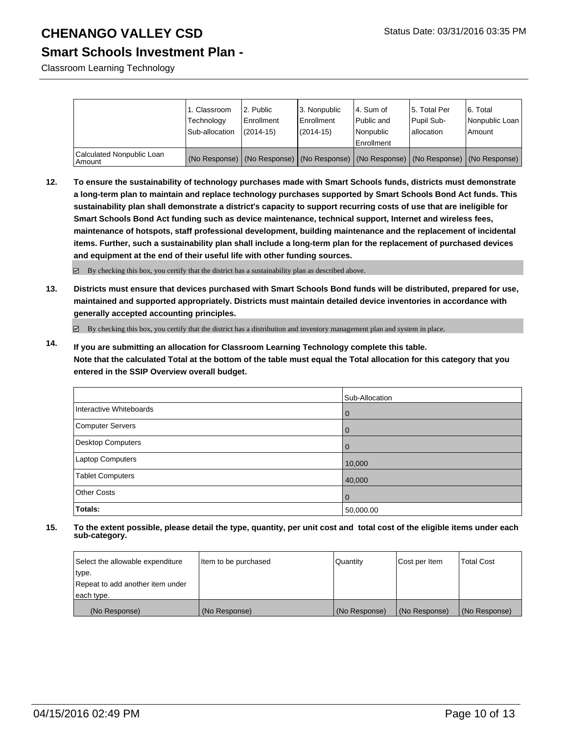# CHENANGO VALLEY CSD

## Smart Schools Investment Plan -

Classroom Learning Technology

| | 1. Classroom Technology Sub-allocation | 2. Public Enrollment (2014-15) | 3. Nonpublic Enrollment (2014-15) | 4. Sum of Public and Nonpublic Enrollment | 5. Total Per Pupil Sub-allocation | 6. Total Nonpublic Loan Amount |
|---|---|---|---|---|---|---|
| Calculated Nonpublic Loan Amount | (No Response) | (No Response) | (No Response) | (No Response) | (No Response) | (No Response) |

**12. To ensure the sustainability of technology purchases made with Smart Schools funds, districts must demonstrate a long-term plan to maintain and replace technology purchases supported by Smart Schools Bond Act funds. This sustainability plan shall demonstrate a district's capacity to support recurring costs of use that are ineligible for Smart Schools Bond Act funding such as device maintenance, technical support, Internet and wireless fees, maintenance of hotspots, staff professional development, building maintenance and the replacement of incidental items. Further, such a sustainability plan shall include a long-term plan for the replacement of purchased devices and equipment at the end of their useful life with other funding sources.**

☑ By checking this box, you certify that the district has a sustainability plan as described above.

**13. Districts must ensure that devices purchased with Smart Schools Bond funds will be distributed, prepared for use, maintained and supported appropriately. Districts must maintain detailed device inventories in accordance with generally accepted accounting principles.**

☑ By checking this box, you certify that the district has a distribution and inventory management plan and system in place.

**14. If you are submitting an allocation for Classroom Learning Technology complete this table. Note that the calculated Total at the bottom of the table must equal the Total allocation for this category that you entered in the SSIP Overview overall budget.**

| | Sub-Allocation |
|---|---|
| Interactive Whiteboards | 0 |
| Computer Servers | 0 |
| Desktop Computers | 0 |
| Laptop Computers | 10,000 |
| Tablet Computers | 40,000 |
| Other Costs | 0 |
| **Totals:** | 50,000.00 |

**15. To the extent possible, please detail the type, quantity, per unit cost and total cost of the eligible items under each sub-category.**

| Select the allowable expenditure type. Repeat to add another item under each type. | Item to be purchased | Quantity | Cost per Item | Total Cost |
|---|---|---|---|---|
| (No Response) | (No Response) | (No Response) | (No Response) | (No Response) |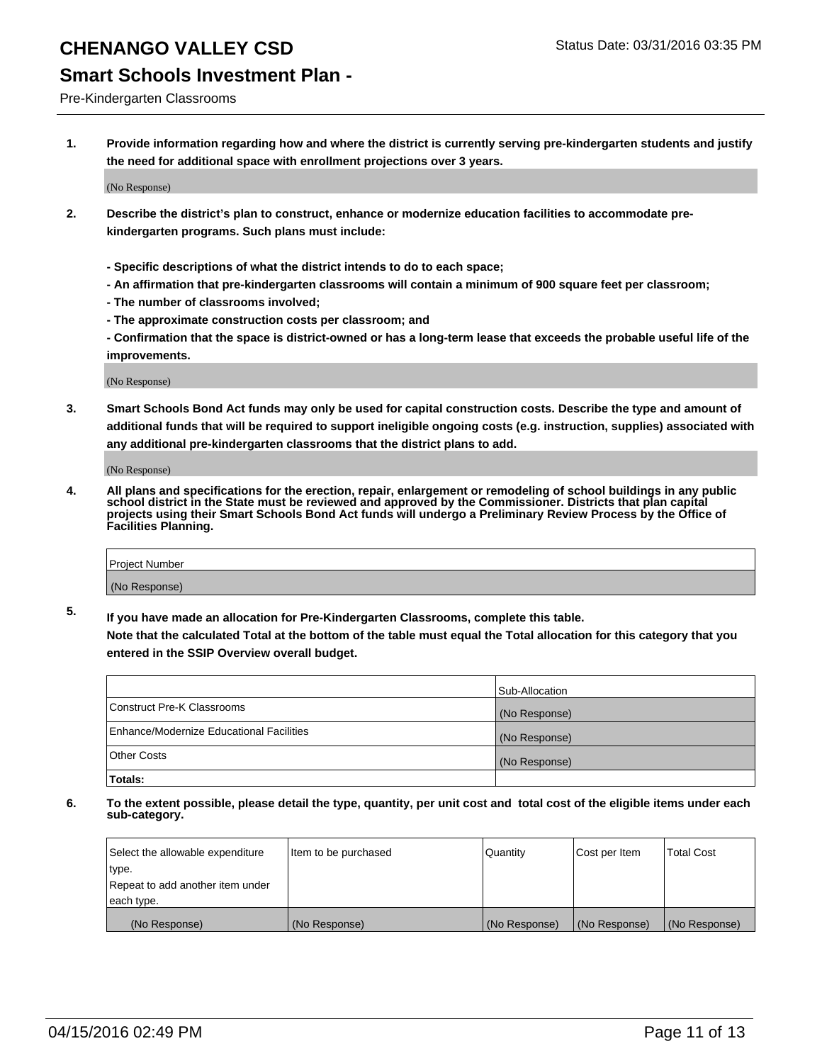# CHENANGO VALLEY CSD

Status Date: 03/31/2016 03:35 PM

## Smart Schools Investment Plan -

Pre-Kindergarten Classrooms

**1. Provide information regarding how and where the district is currently serving pre-kindergarten students and justify the need for additional space with enrollment projections over 3 years.**

(No Response)

**2. Describe the district's plan to construct, enhance or modernize education facilities to accommodate pre-kindergarten programs. Such plans must include:**

**- Specific descriptions of what the district intends to do to each space;**
**- An affirmation that pre-kindergarten classrooms will contain a minimum of 900 square feet per classroom;**
**- The number of classrooms involved;**
**- The approximate construction costs per classroom; and**
**- Confirmation that the space is district-owned or has a long-term lease that exceeds the probable useful life of the improvements.**

(No Response)

**3. Smart Schools Bond Act funds may only be used for capital construction costs. Describe the type and amount of additional funds that will be required to support ineligible ongoing costs (e.g. instruction, supplies) associated with any additional pre-kindergarten classrooms that the district plans to add.**

(No Response)

**4. All plans and specifications for the erection, repair, enlargement or remodeling of school buildings in any public school district in the State must be reviewed and approved by the Commissioner. Districts that plan capital projects using their Smart Schools Bond Act funds will undergo a Preliminary Review Process by the Office of Facilities Planning.**

| Project Number |
|---|
| (No Response) |

**5. If you have made an allocation for Pre-Kindergarten Classrooms, complete this table. Note that the calculated Total at the bottom of the table must equal the Total allocation for this category that you entered in the SSIP Overview overall budget.**

| | Sub-Allocation |
|---|---|
| Construct Pre-K Classrooms | (No Response) |
| Enhance/Modernize Educational Facilities | (No Response) |
| Other Costs | (No Response) |
| **Totals:** | |

**6. To the extent possible, please detail the type, quantity, per unit cost and total cost of the eligible items under each sub-category.**

| Select the allowable expenditure type. Repeat to add another item under each type. | Item to be purchased | Quantity | Cost per Item | Total Cost |
|---|---|---|---|---|
| (No Response) | (No Response) | (No Response) | (No Response) | (No Response) |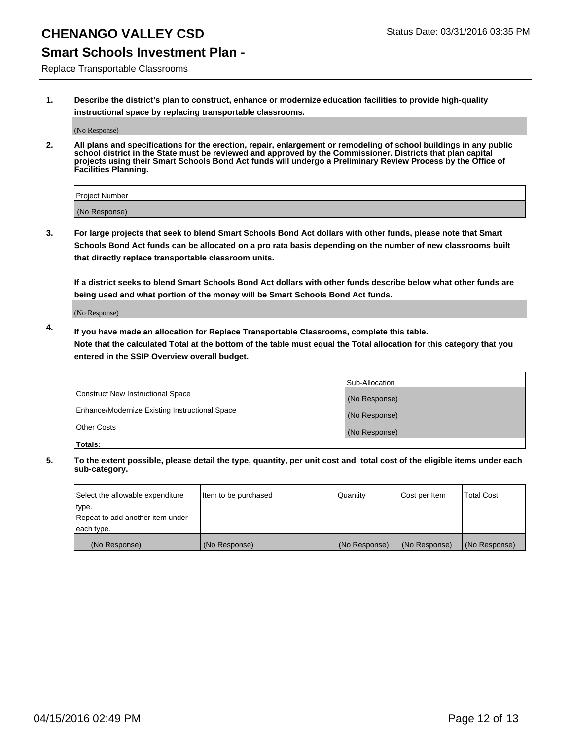# CHENANGO VALLEY CSD

Status Date: 03/31/2016 03:35 PM

## Smart Schools Investment Plan -

Replace Transportable Classrooms

**1. Describe the district's plan to construct, enhance or modernize education facilities to provide high-quality instructional space by replacing transportable classrooms.**

(No Response)

**2. All plans and specifications for the erection, repair, enlargement or remodeling of school buildings in any public school district in the State must be reviewed and approved by the Commissioner. Districts that plan capital projects using their Smart Schools Bond Act funds will undergo a Preliminary Review Process by the Office of Facilities Planning.**

| Project Number |
|---|
| (No Response) |

**3. For large projects that seek to blend Smart Schools Bond Act dollars with other funds, please note that Smart Schools Bond Act funds can be allocated on a pro rata basis depending on the number of new classrooms built that directly replace transportable classroom units.**

**If a district seeks to blend Smart Schools Bond Act dollars with other funds describe below what other funds are being used and what portion of the money will be Smart Schools Bond Act funds.**

(No Response)

**4. If you have made an allocation for Replace Transportable Classrooms, complete this table. Note that the calculated Total at the bottom of the table must equal the Total allocation for this category that you entered in the SSIP Overview overall budget.**

| | Sub-Allocation |
|---|---|
| Construct New Instructional Space | (No Response) |
| Enhance/Modernize Existing Instructional Space | (No Response) |
| Other Costs | (No Response) |
| **Totals:** | |

**5. To the extent possible, please detail the type, quantity, per unit cost and total cost of the eligible items under each sub-category.**

| Select the allowable expenditure type. Repeat to add another item under each type. | Item to be purchased | Quantity | Cost per Item | Total Cost |
|---|---|---|---|---|
| (No Response) | (No Response) | (No Response) | (No Response) | (No Response) |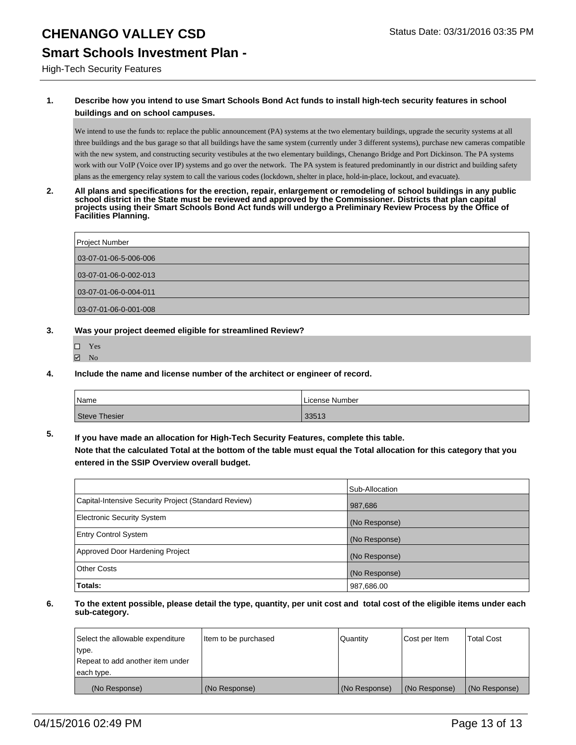# CHENANGO VALLEY CSD

Status Date: 03/31/2016 03:35 PM

## Smart Schools Investment Plan -

High-Tech Security Features

**1. Describe how you intend to use Smart Schools Bond Act funds to install high-tech security features in school buildings and on school campuses.**

We intend to use the funds to: replace the public announcement (PA) systems at the two elementary buildings, upgrade the security systems at all three buildings and the bus garage so that all buildings have the same system (currently under 3 different systems), purchase new cameras compatible with the new system, and constructing security vestibules at the two elementary buildings, Chenango Bridge and Port Dickinson. The PA systems work with our VoIP (Voice over IP) systems and go over the network. The PA system is featured predominantly in our district and building safety plans as the emergency relay system to call the various codes (lockdown, shelter in place, hold-in-place, lockout, and evacuate).

**2. All plans and specifications for the erection, repair, enlargement or remodeling of school buildings in any public school district in the State must be reviewed and approved by the Commissioner. Districts that plan capital projects using their Smart Schools Bond Act funds will undergo a Preliminary Review Process by the Office of Facilities Planning.**

| Project Number |
|---|
| 03-07-01-06-5-006-006 |
| 03-07-01-06-0-002-013 |
| 03-07-01-06-0-004-011 |
| 03-07-01-06-0-001-008 |

**3. Was your project deemed eligible for streamlined Review?**

- ☐ Yes
- ☑ No

**4. Include the name and license number of the architect or engineer of record.**

| Name | License Number |
|---|---|
| Steve Thesier | 33513 |

**5. If you have made an allocation for High-Tech Security Features, complete this table.**
**Note that the calculated Total at the bottom of the table must equal the Total allocation for this category that you entered in the SSIP Overview overall budget.**

| | Sub-Allocation |
|---|---|
| Capital-Intensive Security Project (Standard Review) | 987,686 |
| Electronic Security System | (No Response) |
| Entry Control System | (No Response) |
| Approved Door Hardening Project | (No Response) |
| Other Costs | (No Response) |
| **Totals:** | 987,686.00 |

**6. To the extent possible, please detail the type, quantity, per unit cost and total cost of the eligible items under each sub-category.**

| Select the allowable expenditure type. Repeat to add another item under each type. | Item to be purchased | Quantity | Cost per Item | Total Cost |
|---|---|---|---|---|
| (No Response) | (No Response) | (No Response) | (No Response) | (No Response) |